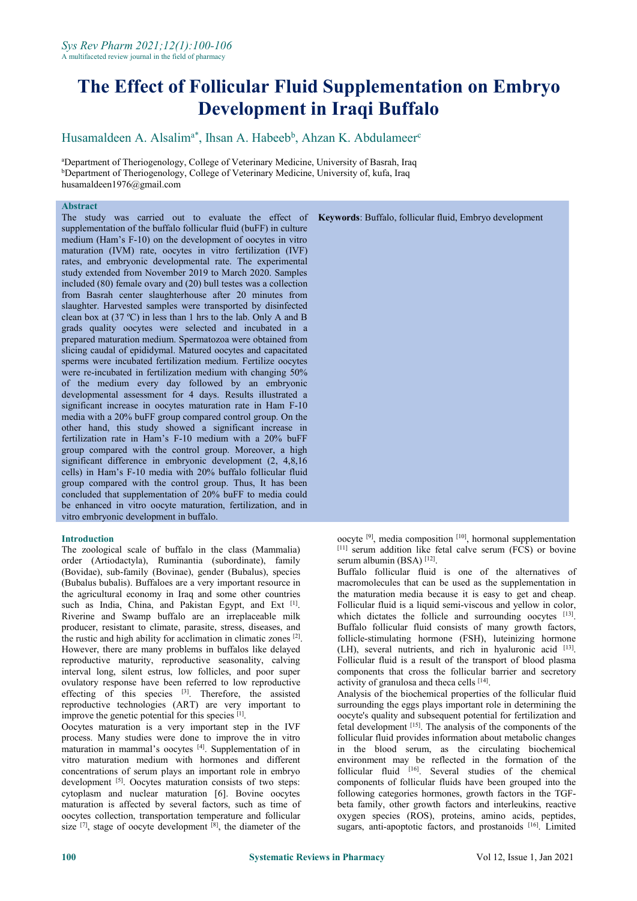# The Effect of Follicular Fluid Supplementation on Embryo Development in Iraqi Buffalo

Husamaldeen A. Alsalim[a*], Ihsan A. Habeeb[b], Ahzan K. Abdulameer[c]

[a]Department of Theriogenology, College of Veterinary Medicine, University of Basrah, Iraq
[b]Department of Theriogenology, College of Veterinary Medicine, University of, kufa, Iraq
husamaldeen1976@gmail.com

## Abstract

The study was carried out to evaluate the effect of supplementation of the buffalo follicular fluid (buFF) in culture medium (Ham's F-10) on the development of oocytes in vitro maturation (IVM) rate, oocytes in vitro fertilization (IVF) rates, and embryonic developmental rate. The experimental study extended from November 2019 to March 2020. Samples included (80) female ovary and (20) bull testes was a collection from Basrah center slaughterhouse after 20 minutes from slaughter. Harvested samples were transported by disinfected clean box at (37 ºC) in less than 1 hrs to the lab. Only A and B grads quality oocytes were selected and incubated in a prepared maturation medium. Spermatozoa were obtained from slicing caudal of epididymal. Matured oocytes and capacitated sperms were incubated fertilization medium. Fertilize oocytes were re-incubated in fertilization medium with changing 50% of the medium every day followed by an embryonic developmental assessment for 4 days. Results illustrated a significant increase in oocytes maturation rate in Ham F-10 media with a 20% buFF group compared control group. On the other hand, this study showed a significant increase in fertilization rate in Ham's F-10 medium with a 20% buFF group compared with the control group. Moreover, a high significant difference in embryonic development (2, 4,8,16 cells) in Ham's F-10 media with 20% buffalo follicular fluid group compared with the control group. Thus, It has been concluded that supplementation of 20% buFF to media could be enhanced in vitro oocyte maturation, fertilization, and in vitro embryonic development in buffalo.

**Keywords**: Buffalo, follicular fluid, Embryo development

## Introduction

The zoological scale of buffalo in the class (Mammalia) order (Artiodactyla), Ruminantia (subordinate), family (Bovidae), sub-family (Bovinae), gender (Bubalus), species (Bubalus bubalis). Buffaloes are a very important resource in the agricultural economy in Iraq and some other countries such as India, China, and Pakistan Egypt, and Ext [1]. Riverine and Swamp buffalo are an irreplaceable milk producer, resistant to climate, parasite, stress, diseases, and the rustic and high ability for acclimation in climatic zones [2]. However, there are many problems in buffalos like delayed reproductive maturity, reproductive seasonality, calving interval long, silent estrus, low follicles, and poor super ovulatory response have been referred to low reproductive effecting of this species [3]. Therefore, the assisted reproductive technologies (ART) are very important to improve the genetic potential for this species [1].

Oocytes maturation is a very important step in the IVF process. Many studies were done to improve the in vitro maturation in mammal's oocytes [4]. Supplementation of in vitro maturation medium with hormones and different concentrations of serum plays an important role in embryo development [5]. Oocytes maturation consists of two steps: cytoplasm and nuclear maturation [6]. Bovine oocytes maturation is affected by several factors, such as time of oocytes collection, transportation temperature and follicular size [7], stage of oocyte development [8], the diameter of the oocyte [9], media composition [10], hormonal supplementation [11] serum addition like fetal calve serum (FCS) or bovine serum albumin (BSA) [12].

Buffalo follicular fluid is one of the alternatives of macromolecules that can be used as the supplementation in the maturation media because it is easy to get and cheap. Follicular fluid is a liquid semi-viscous and yellow in color, which dictates the follicle and surrounding oocytes [13]. Buffalo follicular fluid consists of many growth factors, follicle-stimulating hormone (FSH), luteinizing hormone (LH), several nutrients, and rich in hyaluronic acid [13]. Follicular fluid is a result of the transport of blood plasma components that cross the follicular barrier and secretory activity of granulosa and theca cells [14].

Analysis of the biochemical properties of the follicular fluid surrounding the eggs plays important role in determining the oocyte's quality and subsequent potential for fertilization and fetal development [15]. The analysis of the components of the follicular fluid provides information about metabolic changes in the blood serum, as the circulating biochemical environment may be reflected in the formation of the follicular fluid [16]. Several studies of the chemical components of follicular fluids have been grouped into the following categories hormones, growth factors in the TGF-beta family, other growth factors and interleukins, reactive oxygen species (ROS), proteins, amino acids, peptides, sugars, anti-apoptotic factors, and prostanoids [16]. Limited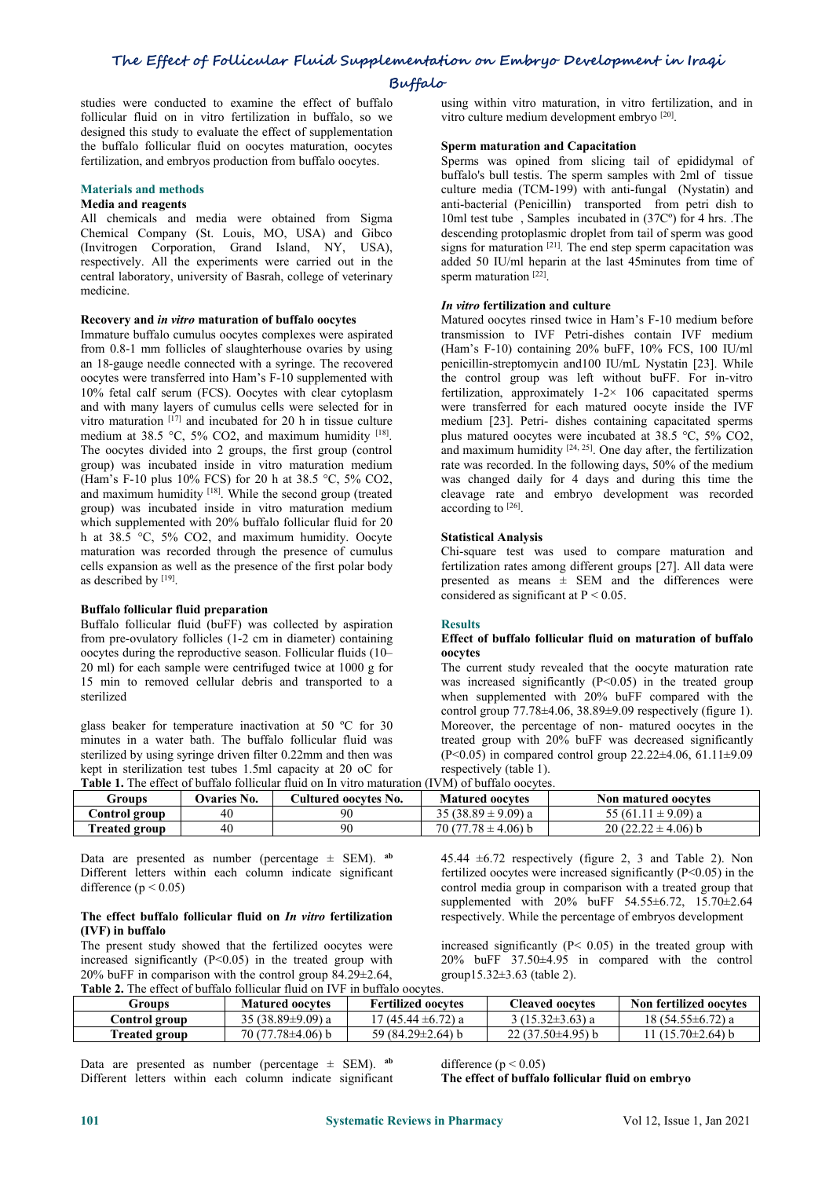studies were conducted to examine the effect of buffalo follicular fluid on in vitro fertilization in buffalo, so we designed this study to evaluate the effect of supplementation the buffalo follicular fluid on oocytes maturation, oocytes fertilization, and embryos production from buffalo oocytes.

## Materials and methods

### Media and reagents

All chemicals and media were obtained from Sigma Chemical Company (St. Louis, MO, USA) and Gibco (Invitrogen Corporation, Grand Island, NY, USA), respectively. All the experiments were carried out in the central laboratory, university of Basrah, college of veterinary medicine.

### Recovery and *in vitro* maturation of buffalo oocytes

Immature buffalo cumulus oocytes complexes were aspirated from 0.8-1 mm follicles of slaughterhouse ovaries by using an 18-gauge needle connected with a syringe. The recovered oocytes were transferred into Ham's F-10 supplemented with 10% fetal calf serum (FCS). Oocytes with clear cytoplasm and with many layers of cumulus cells were selected for in vitro maturation [17] and incubated for 20 h in tissue culture medium at 38.5 °C, 5% $CO_2$, and maximum humidity [18]. The oocytes divided into 2 groups, the first group (control group) was incubated inside in vitro maturation medium (Ham's F-10 plus 10% FCS) for 20 h at 38.5 °C, 5% $CO_2$, and maximum humidity [18]. While the second group (treated group) was incubated inside in vitro maturation medium which supplemented with 20% buffalo follicular fluid for 20 h at 38.5 °C, 5% $CO_2$, and maximum humidity. Oocyte maturation was recorded through the presence of cumulus cells expansion as well as the presence of the first polar body as described by [19].

### Buffalo follicular fluid preparation

Buffalo follicular fluid (buFF) was collected by aspiration from pre-ovulatory follicles (1-2 cm in diameter) containing oocytes during the reproductive season. Follicular fluids (10–20 ml) for each sample were centrifuged twice at 1000 g for 15 min to removed cellular debris and transported to a sterilized

glass beaker for temperature inactivation at 50 ºC for 30 minutes in a water bath. The buffalo follicular fluid was sterilized by using syringe driven filter 0.22mm and then was kept in sterilization test tubes 1.5ml capacity at 20 oC for using within in vitro maturation, in vitro fertilization, and in vitro culture medium development embryo [20].

### Sperm maturation and Capacitation

Sperms was opined from slicing tail of epididymal of buffalo's bull testis. The sperm samples with 2ml of tissue culture media (TCM-199) with anti-fungal (Nystatin) and anti-bacterial (Penicillin) transported from petri dish to 10ml test tube , Samples incubated in (37Cº) for 4 hrs. .The descending protoplasmic droplet from tail of sperm was good signs for maturation [21]. The end step sperm capacitation was added 50 IU/ml heparin at the last 45minutes from time of sperm maturation [22].

### *In vitro* fertilization and culture

Matured oocytes rinsed twice in Ham's F-10 medium before transmission to IVF Petri-dishes contain IVF medium (Ham's F-10) containing 20% buFF, 10% FCS, 100 IU/ml penicillin-streptomycin and100 IU/mL Nystatin [23]. While the control group was left without buFF. For in-vitro fertilization, approximately 1-2× 106 capacitated sperms were transferred for each matured oocyte inside the IVF medium [23]. Petri- dishes containing capacitated sperms plus matured oocytes were incubated at 38.5 °C, 5% $CO_2$, and maximum humidity [24, 25]. One day after, the fertilization rate was recorded. In the following days, 50% of the medium was changed daily for 4 days and during this time the cleavage rate and embryo development was recorded according to [26].

### Statistical Analysis

Chi-square test was used to compare maturation and fertilization rates among different groups [27]. All data were presented as means ± SEM and the differences were considered as significant at $P < 0.05$.

## Results

### Effect of buffalo follicular fluid on maturation of buffalo oocytes

The current study revealed that the oocyte maturation rate was increased significantly ($P<0.05$) in the treated group when supplemented with 20% buFF compared with the control group 77.78±4.06, 38.89±9.09 respectively (figure 1). Moreover, the percentage of non- matured oocytes in the treated group with 20% buFF was decreased significantly ($P<0.05$) in compared control group 22.22±4.06, 61.11±9.09 respectively (table 1).

**Table 1.** The effect of buffalo follicular fluid on In vitro maturation (IVM) of buffalo oocytes.

| Groups | Ovaries No. | Cultured oocytes No. | Matured oocytes | Non matured oocytes |
|---|---|---|---|---|
| Control group | 40 | 90 | 35 (38.89 ± 9.09) a | 55 (61.11 ± 9.09) a |
| Treated group | 40 | 90 | 70 (77.78 ± 4.06) b | 20 (22.22 ± 4.06) b |

Data are presented as number (percentage ± SEM). [ab] Different letters within each column indicate significant difference ($p < 0.05$)

### The effect buffalo follicular fluid on *In vitro* fertilization (IVF) in buffalo

The present study showed that the fertilized oocytes were increased significantly ($P<0.05$) in the treated group with 20% buFF in comparison with the control group 84.29±2.64, 45.44 ±6.72 respectively (figure 2, 3 and Table 2). Non fertilized oocytes were increased significantly ($P<0.05$) in the control media group in comparison with a treated group that supplemented with 20% buFF 54.55±6.72, 15.70±2.64 respectively. While the percentage of embryos development increased significantly ($P< 0.05$) in the treated group with 20% buFF 37.50±4.95 in compared with the control group15.32±3.63 (table 2).

**Table 2.** The effect of buffalo follicular fluid on IVF in buffalo oocytes.

| Groups | Matured oocytes | Fertilized oocytes | Cleaved oocytes | Non fertilized oocytes |
|---|---|---|---|---|
| Control group | 35 (38.89±9.09) a | 17 (45.44 ±6.72) a | 3 (15.32±3.63) a | 18 (54.55±6.72) a |
| Treated group | 70 (77.78±4.06) b | 59 (84.29±2.64) b | 22 (37.50±4.95) b | 11 (15.70±2.64) b |

Data are presented as number (percentage ± SEM). [ab] Different letters within each column indicate significant difference ($p < 0.05$)

**The effect of buffalo follicular fluid on embryo**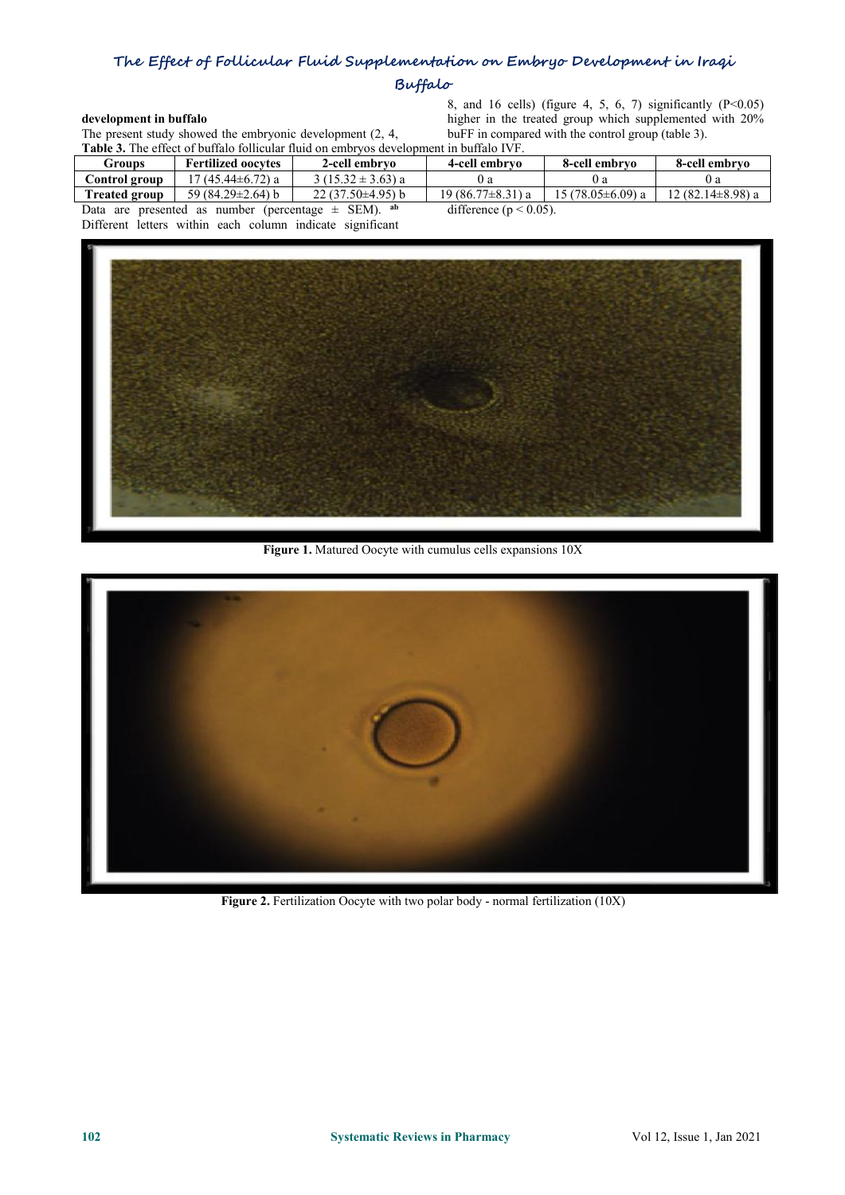**development in buffalo**

The present study showed the embryonic development (2, 4, 8, and 16 cells) (figure 4, 5, 6, 7) significantly (P<0.05) higher in the treated group which supplemented with 20% buFF in compared with the control group (table 3).

**Table 3.** The effect of buffalo follicular fluid on embryos development in buffalo IVF.

| Groups | Fertilized oocytes | 2-cell embryo | 4-cell embryo | 8-cell embryo | 8-cell embryo |
|---|---|---|---|---|---|
| **Control group** | 17 (45.44±6.72) a | 3 (15.32 ± 3.63) a | 0 a | 0 a | 0 a |
| **Treated group** | 59 (84.29±2.64) b | 22 (37.50±4.95) b | 19 (86.77±8.31) a | 15 (78.05±6.09) a | 12 (82.14±8.98) a |

Data are presented as number (percentage ± SEM). [ab] Different letters within each column indicate significant difference ($p < 0.05$).

**Figure 1.** Matured Oocyte with cumulus cells expansions 10X

**Figure 2.** Fertilization Oocyte with two polar body - normal fertilization (10X)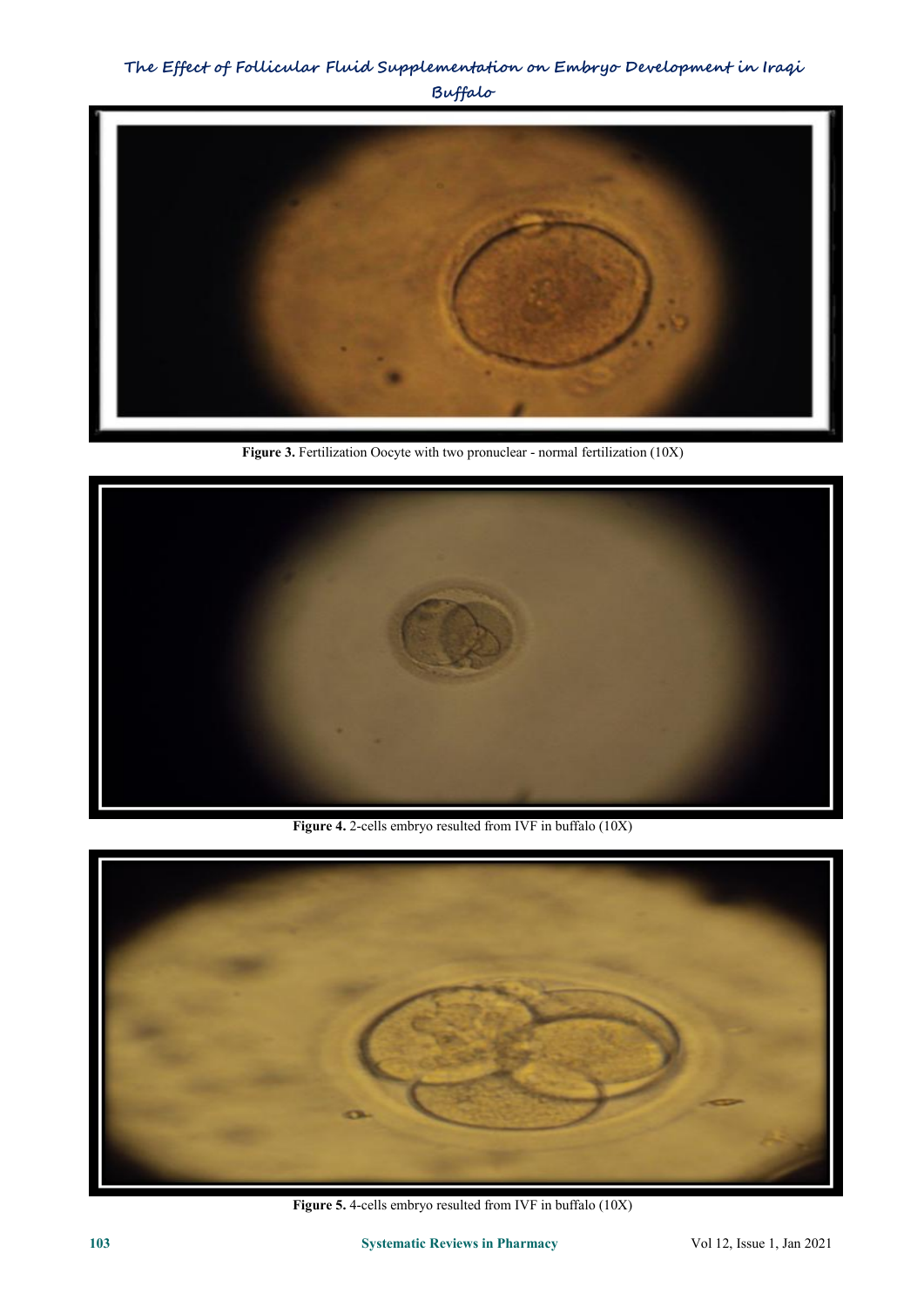Figure 3. Fertilization Oocyte with two pronuclear - normal fertilization (10X)

Figure 4. 2-cells embryo resulted from IVF in buffalo (10X)

Figure 5. 4-cells embryo resulted from IVF in buffalo (10X)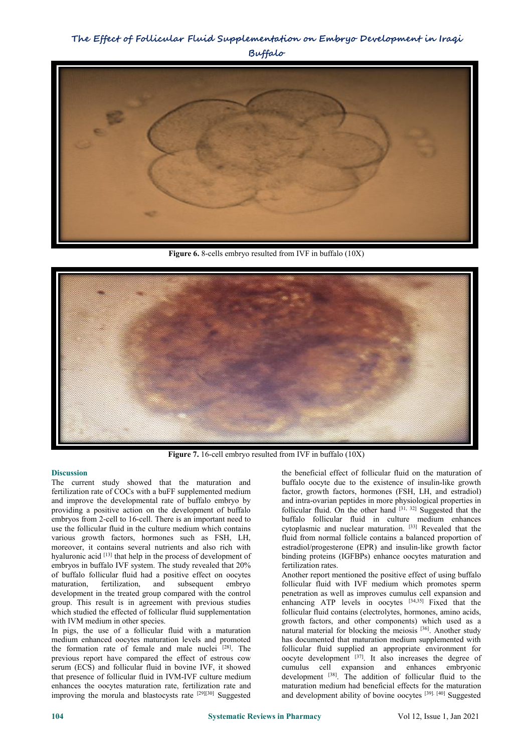Figure 6. 8-cells embryo resulted from IVF in buffalo (10X)

Figure 7. 16-cell embryo resulted from IVF in buffalo (10X)

## Discussion

The current study showed that the maturation and fertilization rate of COCs with a buFF supplemented medium and improve the developmental rate of buffalo embryo by providing a positive action on the development of buffalo embryos from 2-cell to 16-cell. There is an important need to use the follicular fluid in the culture medium which contains various growth factors, hormones such as FSH, LH, moreover, it contains several nutrients and also rich with hyaluronic acid [13] that help in the process of development of embryos in buffalo IVF system. The study revealed that 20% of buffalo follicular fluid had a positive effect on oocytes maturation, fertilization, and subsequent embryo development in the treated group compared with the control group. This result is in agreement with previous studies which studied the effected of follicular fluid supplementation with IVM medium in other species.

In pigs, the use of a follicular fluid with a maturation medium enhanced oocytes maturation levels and promoted the formation rate of female and male nuclei [28]. The previous report have compared the effect of estrous cow serum (ECS) and follicular fluid in bovine IVF, it showed that presence of follicular fluid in IVM-IVF culture medium enhances the oocytes maturation rate, fertilization rate and improving the morula and blastocysts rate [29][30] Suggested the beneficial effect of follicular fluid on the maturation of buffalo oocyte due to the existence of insulin-like growth factor, growth factors, hormones (FSH, LH, and estradiol) and intra-ovarian peptides in more physiological properties in follicular fluid. On the other hand [31, 32] Suggested that the buffalo follicular fluid in culture medium enhances cytoplasmic and nuclear maturation. [33] Revealed that the fluid from normal follicle contains a balanced proportion of estradiol/progesterone (EPR) and insulin-like growth factor binding proteins (IGFBPs) enhance oocytes maturation and fertilization rates.

Another report mentioned the positive effect of using buffalo follicular fluid with IVF medium which promotes sperm penetration as well as improves cumulus cell expansion and enhancing ATP levels in oocytes [34,35] Fixed that the follicular fluid contains (electrolytes, hormones, amino acids, growth factors, and other components) which used as a natural material for blocking the meiosis [36]. Another study has documented that maturation medium supplemented with follicular fluid supplied an appropriate environment for oocyte development [37]. It also increases the degree of cumulus cell expansion and enhances embryonic development [38]. The addition of follicular fluid to the maturation medium had beneficial effects for the maturation and development ability of bovine oocytes [39, 40] Suggested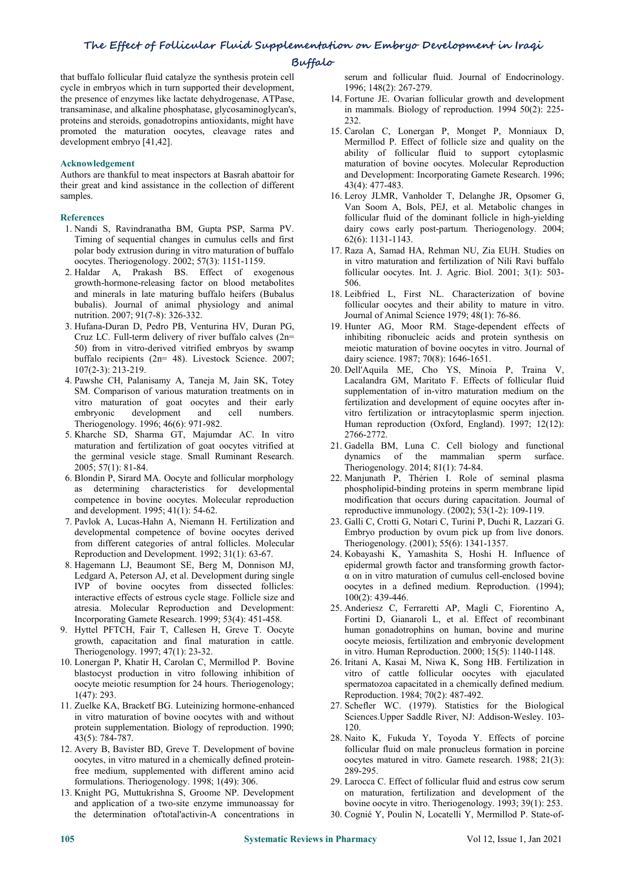that buffalo follicular fluid catalyze the synthesis protein cell cycle in embryos which in turn supported their development, the presence of enzymes like lactate dehydrogenase, ATPase, transaminase, and alkaline phosphatase, glycosaminoglycan's, proteins and steroids, gonadotropins antioxidants, might have promoted the maturation oocytes, cleavage rates and development embryo [41,42].

## Acknowledgement

Authors are thankful to meat inspectors at Basrah abattoir for their great and kind assistance in the collection of different samples.

## References

1. Nandi S, Ravindranatha BM, Gupta PSP, Sarma PV. Timing of sequential changes in cumulus cells and first polar body extrusion during in vitro maturation of buffalo oocytes. Theriogenology. 2002; 57(3): 1151-1159.
2. Haldar A, Prakash BS. Effect of exogenous growth-hormone-releasing factor on blood metabolites and minerals in late maturing buffalo heifers (Bubalus bubalis). Journal of animal physiology and animal nutrition. 2007; 91(7-8): 326-332.
3. Hufana-Duran D, Pedro PB, Venturina HV, Duran PG, Cruz LC. Full-term delivery of river buffalo calves (2n= 50) from in vitro-derived vitrified embryos by swamp buffalo recipients (2n= 48). Livestock Science. 2007; 107(2-3): 213-219.
4. Pawshe CH, Palanisamy A, Taneja M, Jain SK, Totey SM. Comparison of various maturation treatments on in vitro maturation of goat oocytes and their early embryonic development and cell numbers. Theriogenology. 1996; 46(6): 971-982.
5. Kharche SD, Sharma GT, Majumdar AC. In vitro maturation and fertilization of goat oocytes vitrified at the germinal vesicle stage. Small Ruminant Research. 2005; 57(1): 81-84.
6. Blondin P, Sirard MA. Oocyte and follicular morphology as determining characteristics for developmental competence in bovine oocytes. Molecular reproduction and development. 1995; 41(1): 54-62.
7. Pavlok A, Lucas-Hahn A, Niemann H. Fertilization and developmental competence of bovine oocytes derived from different categories of antral follicles. Molecular Reproduction and Development. 1992; 31(1): 63-67.
8. Hagemann LJ, Beaumont SE, Berg M, Donnison MJ, Ledgard A, Peterson AJ, et al. Development during single IVP of bovine oocytes from dissected follicles: interactive effects of estrous cycle stage. Follicle size and atresia. Molecular Reproduction and Development: Incorporating Gamete Research. 1999; 53(4): 451-458.
9. Hyttel PFTCH, Fair T, Callesen H, Greve T. Oocyte growth, capacitation and final maturation in cattle. Theriogenology. 1997; 47(1): 23-32.
10. Lonergan P, Khatir H, Carolan C, Mermillod P. Bovine blastocyst production in vitro following inhibition of oocyte meiotic resumption for 24 hours. Theriogenology; 1(47): 293.
11. Zuelke KA, Bracketf BG. Luteinizing hormone-enhanced in vitro maturation of bovine oocytes with and without protein supplementation. Biology of reproduction. 1990; 43(5): 784-787.
12. Avery B, Bavister BD, Greve T. Development of bovine oocytes, in vitro matured in a chemically defined protein-free medium, supplemented with different amino acid formulations. Theriogenology. 1998; 1(49): 306.
13. Knight PG, Muttukrishna S, Groome NP. Development and application of a two-site enzyme immunoassay for the determination of'total'activin-A concentrations in serum and follicular fluid. Journal of Endocrinology. 1996; 148(2): 267-279.
14. Fortune JE. Ovarian follicular growth and development in mammals. Biology of reproduction. 1994 50(2): 225-232.
15. Carolan C, Lonergan P, Monget P, Monniaux D, Mermillod P. Effect of follicle size and quality on the ability of follicular fluid to support cytoplasmic maturation of bovine oocytes. Molecular Reproduction and Development: Incorporating Gamete Research. 1996; 43(4): 477-483.
16. Leroy JLMR, Vanholder T, Delanghe JR, Opsomer G, Van Soom A, Bols, PEJ, et al. Metabolic changes in follicular fluid of the dominant follicle in high-yielding dairy cows early post-partum. Theriogenology. 2004; 62(6): 1131-1143.
17. Raza A, Samad HA, Rehman NU, Zia EUH. Studies on in vitro maturation and fertilization of Nili Ravi buffalo follicular oocytes. Int. J. Agric. Biol. 2001; 3(1): 503-506.
18. Leibfried L, First NL. Characterization of bovine follicular oocytes and their ability to mature in vitro. Journal of Animal Science 1979; 48(1): 76-86.
19. Hunter AG, Moor RM. Stage-dependent effects of inhibiting ribonucleic acids and protein synthesis on meiotic maturation of bovine oocytes in vitro. Journal of dairy science. 1987; 70(8): 1646-1651.
20. Dell'Aquila ME, Cho YS, Minoia P, Traina V, Lacalandra GM, Maritato F. Effects of follicular fluid supplementation of in-vitro maturation medium on the fertilization and development of equine oocytes after in-vitro fertilization or intracytoplasmic sperm injection. Human reproduction (Oxford, England). 1997; 12(12): 2766-2772.
21. Gadella BM, Luna C. Cell biology and functional dynamics of the mammalian sperm surface. Theriogenology. 2014; 81(1): 74-84.
22. Manjunath P, Thérien I. Role of seminal plasma phospholipid-binding proteins in sperm membrane lipid modification that occurs during capacitation. Journal of reproductive immunology. (2002); 53(1-2): 109-119.
23. Galli C, Crotti G, Notari C, Turini P, Duchi R, Lazzari G. Embryo production by ovum pick up from live donors. Theriogenology. (2001); 55(6): 1341-1357.
24. Kobayashi K, Yamashita S, Hoshi H. Influence of epidermal growth factor and transforming growth factor-α on in vitro maturation of cumulus cell-enclosed bovine oocytes in a defined medium. Reproduction. (1994); 100(2): 439-446.
25. Anderiesz C, Ferraretti AP, Magli C, Fiorentino A, Fortini D, Gianaroli L, et al. Effect of recombinant human gonadotrophins on human, bovine and murine oocyte meiosis, fertilization and embryonic development in vitro. Human Reproduction. 2000; 15(5): 1140-1148.
26. Iritani A, Kasai M, Niwa K, Song HB. Fertilization in vitro of cattle follicular oocytes with ejaculated spermatozoa capacitated in a chemically defined medium. Reproduction. 1984; 70(2): 487-492.
27. Schefler WC. (1979). Statistics for the Biological Sciences.Upper Saddle River, NJ: Addison-Wesley. 103-120.
28. Naito K, Fukuda Y, Toyoda Y. Effects of porcine follicular fluid on male pronucleus formation in porcine oocytes matured in vitro. Gamete research. 1988; 21(3): 289-295.
29. Larocca C. Effect of follicular fluid and estrus cow serum on maturation, fertilization and development of the bovine oocyte in vitro. Theriogenology. 1993; 39(1): 253.
30. Cognié Y, Poulin N, Locatelli Y, Mermillod P. State-of-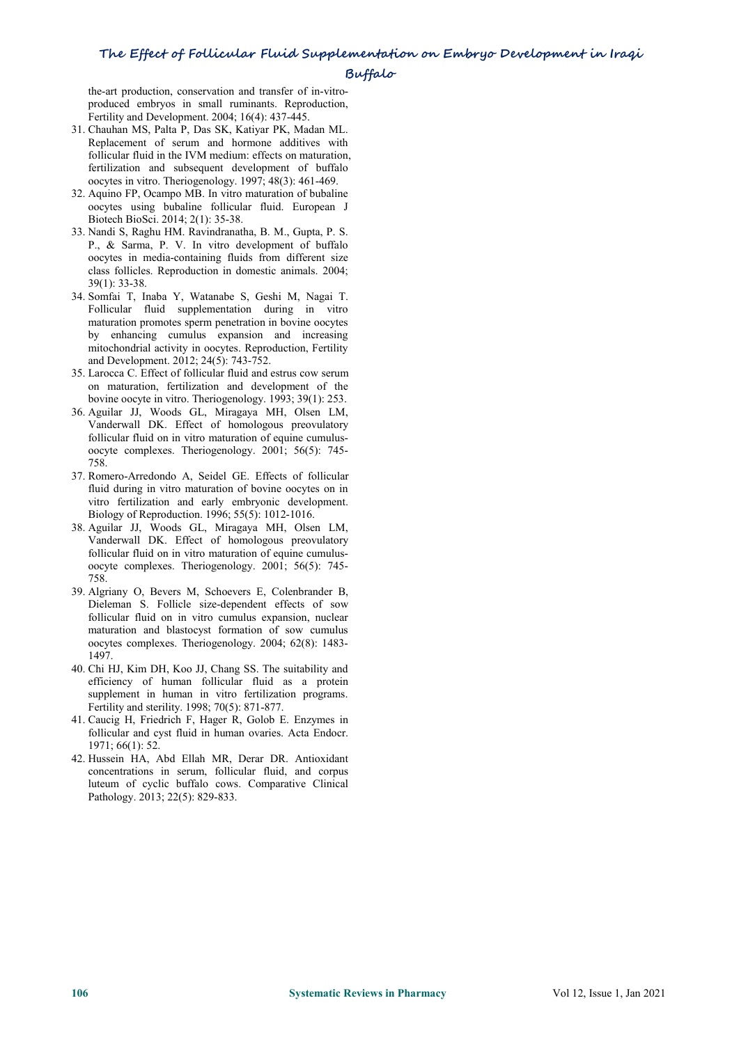the-art production, conservation and transfer of in-vitro-produced embryos in small ruminants. Reproduction, Fertility and Development. 2004; 16(4): 437-445.

31. Chauhan MS, Palta P, Das SK, Katiyar PK, Madan ML. Replacement of serum and hormone additives with follicular fluid in the IVM medium: effects on maturation, fertilization and subsequent development of buffalo oocytes in vitro. Theriogenology. 1997; 48(3): 461-469.
32. Aquino FP, Ocampo MB. In vitro maturation of bubaline oocytes using bubaline follicular fluid. European J Biotech BioSci. 2014; 2(1): 35-38.
33. Nandi S, Raghu HM. Ravindranatha, B. M., Gupta, P. S. P., & Sarma, P. V. In vitro development of buffalo oocytes in media-containing fluids from different size class follicles. Reproduction in domestic animals. 2004; 39(1): 33-38.
34. Somfai T, Inaba Y, Watanabe S, Geshi M, Nagai T. Follicular fluid supplementation during in vitro maturation promotes sperm penetration in bovine oocytes by enhancing cumulus expansion and increasing mitochondrial activity in oocytes. Reproduction, Fertility and Development. 2012; 24(5): 743-752.
35. Larocca C. Effect of follicular fluid and estrus cow serum on maturation, fertilization and development of the bovine oocyte in vitro. Theriogenology. 1993; 39(1): 253.
36. Aguilar JJ, Woods GL, Miragaya MH, Olsen LM, Vanderwall DK. Effect of homologous preovulatory follicular fluid on in vitro maturation of equine cumulus-oocyte complexes. Theriogenology. 2001; 56(5): 745-758.
37. Romero-Arredondo A, Seidel GE. Effects of follicular fluid during in vitro maturation of bovine oocytes on in vitro fertilization and early embryonic development. Biology of Reproduction. 1996; 55(5): 1012-1016.
38. Aguilar JJ, Woods GL, Miragaya MH, Olsen LM, Vanderwall DK. Effect of homologous preovulatory follicular fluid on in vitro maturation of equine cumulus-oocyte complexes. Theriogenology. 2001; 56(5): 745-758.
39. Algriany O, Bevers M, Schoevers E, Colenbrander B, Dieleman S. Follicle size-dependent effects of sow follicular fluid on in vitro cumulus expansion, nuclear maturation and blastocyst formation of sow cumulus oocytes complexes. Theriogenology. 2004; 62(8): 1483-1497.
40. Chi HJ, Kim DH, Koo JJ, Chang SS. The suitability and efficiency of human follicular fluid as a protein supplement in human in vitro fertilization programs. Fertility and sterility. 1998; 70(5): 871-877.
41. Caucig H, Friedrich F, Hager R, Golob E. Enzymes in follicular and cyst fluid in human ovaries. Acta Endocr. 1971; 66(1): 52.
42. Hussein HA, Abd Ellah MR, Derar DR. Antioxidant concentrations in serum, follicular fluid, and corpus luteum of cyclic buffalo cows. Comparative Clinical Pathology. 2013; 22(5): 829-833.